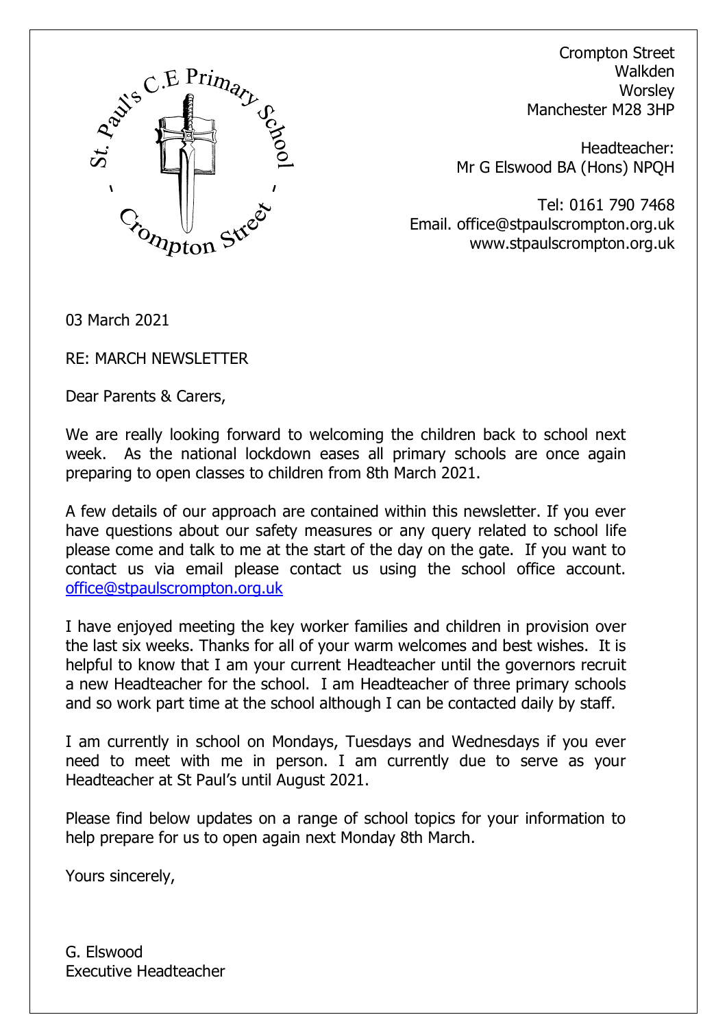St. Paul's C.E Primary School - Crompton Street

Crompton Street
Walkden
Worsley
Manchester M28 3HP

Headteacher:
Mr G Elswood BA (Hons) NPQH

Tel: 0161 790 7468
Email. office@stpaulscrompton.org.uk
www.stpaulscrompton.org.uk

03 March 2021

RE: MARCH NEWSLETTER

Dear Parents & Carers,

We are really looking forward to welcoming the children back to school next week. As the national lockdown eases all primary schools are once again preparing to open classes to children from 8th March 2021.

A few details of our approach are contained within this newsletter. If you ever have questions about our safety measures or any query related to school life please come and talk to me at the start of the day on the gate. If you want to contact us via email please contact us using the school office account. [office@stpaulscrompton.org.uk](mailto:office@stpaulscrompton.org.uk)

I have enjoyed meeting the key worker families and children in provision over the last six weeks. Thanks for all of your warm welcomes and best wishes. It is helpful to know that I am your current Headteacher until the governors recruit a new Headteacher for the school. I am Headteacher of three primary schools and so work part time at the school although I can be contacted daily by staff.

I am currently in school on Mondays, Tuesdays and Wednesdays if you ever need to meet with me in person. I am currently due to serve as your Headteacher at St Paul's until August 2021.

Please find below updates on a range of school topics for your information to help prepare for us to open again next Monday 8th March.

Yours sincerely,

G. Elswood
Executive Headteacher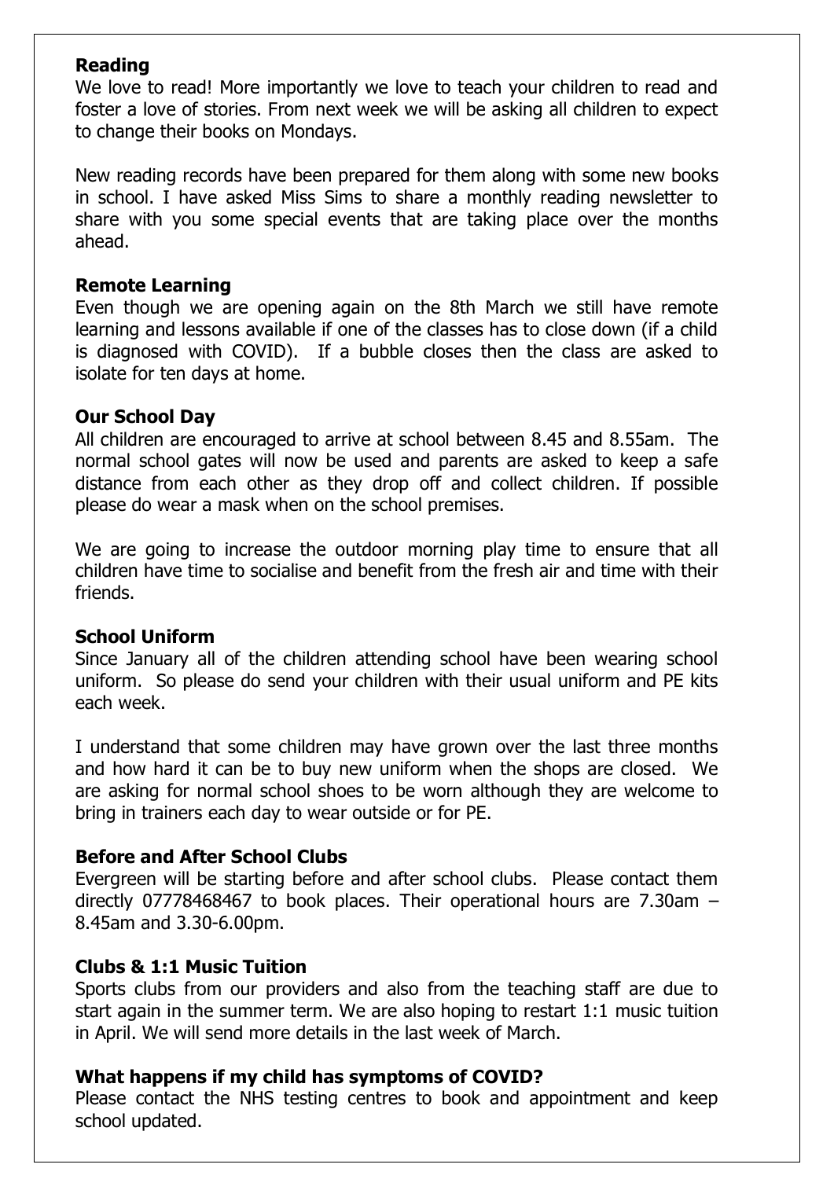**Reading**

We love to read! More importantly we love to teach your children to read and foster a love of stories. From next week we will be asking all children to expect to change their books on Mondays.

New reading records have been prepared for them along with some new books in school. I have asked Miss Sims to share a monthly reading newsletter to share with you some special events that are taking place over the months ahead.

**Remote Learning**

Even though we are opening again on the 8th March we still have remote learning and lessons available if one of the classes has to close down (if a child is diagnosed with COVID). If a bubble closes then the class are asked to isolate for ten days at home.

**Our School Day**

All children are encouraged to arrive at school between 8.45 and 8.55am. The normal school gates will now be used and parents are asked to keep a safe distance from each other as they drop off and collect children. If possible please do wear a mask when on the school premises.

We are going to increase the outdoor morning play time to ensure that all children have time to socialise and benefit from the fresh air and time with their friends.

**School Uniform**

Since January all of the children attending school have been wearing school uniform. So please do send your children with their usual uniform and PE kits each week.

I understand that some children may have grown over the last three months and how hard it can be to buy new uniform when the shops are closed. We are asking for normal school shoes to be worn although they are welcome to bring in trainers each day to wear outside or for PE.

**Before and After School Clubs**

Evergreen will be starting before and after school clubs. Please contact them directly 07778468467 to book places. Their operational hours are 7.30am – 8.45am and 3.30-6.00pm.

**Clubs & 1:1 Music Tuition**

Sports clubs from our providers and also from the teaching staff are due to start again in the summer term. We are also hoping to restart 1:1 music tuition in April. We will send more details in the last week of March.

**What happens if my child has symptoms of COVID?**

Please contact the NHS testing centres to book and appointment and keep school updated.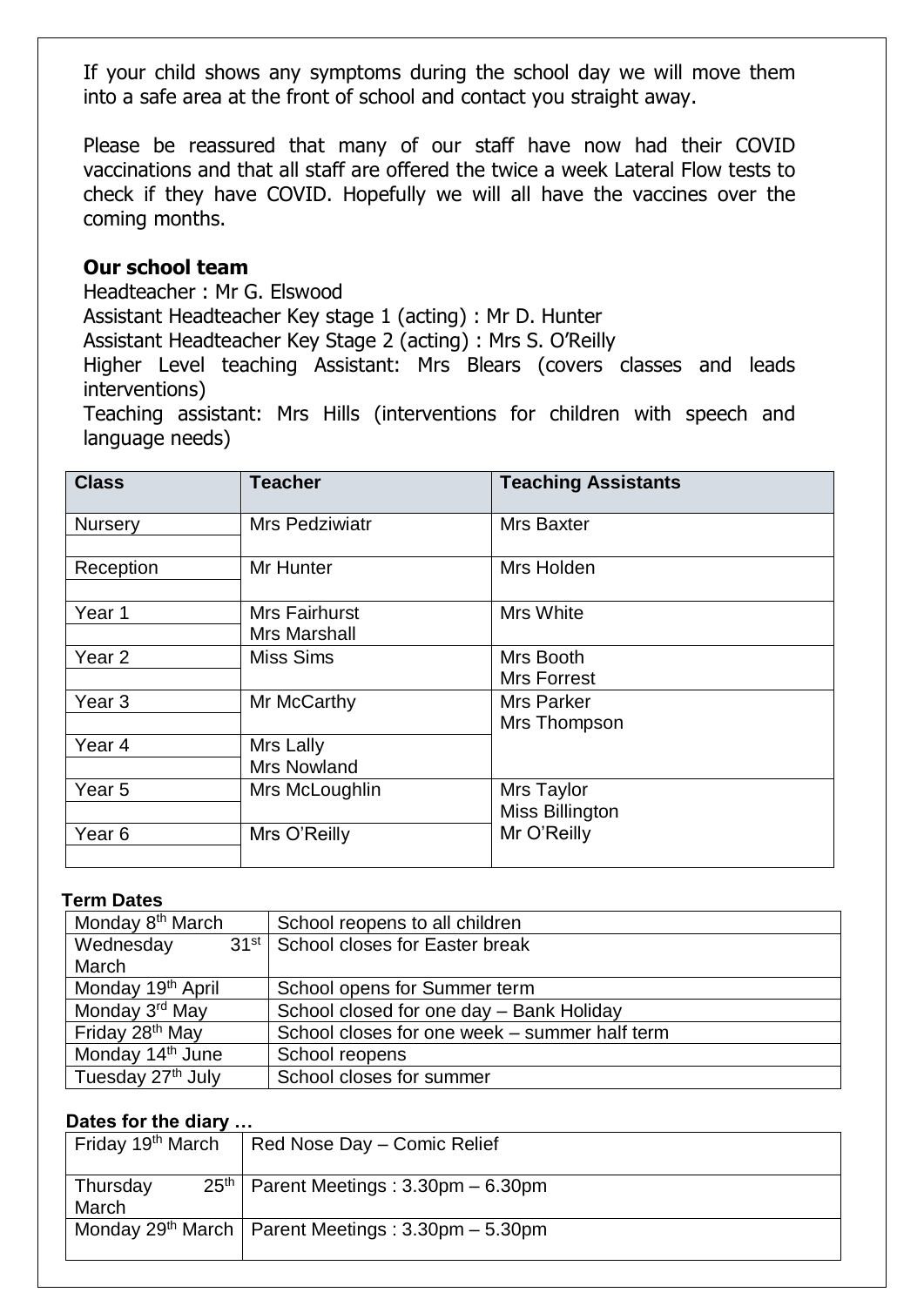If your child shows any symptoms during the school day we will move them into a safe area at the front of school and contact you straight away.

Please be reassured that many of our staff have now had their COVID vaccinations and that all staff are offered the twice a week Lateral Flow tests to check if they have COVID. Hopefully we will all have the vaccines over the coming months.

### Our school team

Headteacher : Mr G. Elswood
Assistant Headteacher Key stage 1 (acting) : Mr D. Hunter
Assistant Headteacher Key Stage 2 (acting) : Mrs S. O'Reilly
Higher Level teaching Assistant: Mrs Blears (covers classes and leads interventions)
Teaching assistant: Mrs Hills (interventions for children with speech and language needs)

| Class | Teacher | Teaching Assistants |
|---|---|---|
| Nursery | Mrs Pedziwiatr | Mrs Baxter |
| Reception | Mr Hunter | Mrs Holden |
| Year 1 | Mrs Fairhurst<br>Mrs Marshall | Mrs White |
| Year 2 | Miss Sims | Mrs Booth<br>Mrs Forrest |
| Year 3 | Mr McCarthy | Mrs Parker<br>Mrs Thompson |
| Year 4 | Mrs Lally<br>Mrs Nowland | |
| Year 5 | Mrs McLoughlin | Mrs Taylor<br>Miss Billington<br>Mr O'Reilly |
| Year 6 | Mrs O'Reilly | |

**Term Dates**

| | |
|---|---|
| Monday 8th March | School reopens to all children |
| Wednesday 31st March | School closes for Easter break |
| Monday 19th April | School opens for Summer term |
| Monday 3rd May | School closed for one day – Bank Holiday |
| Friday 28th May | School closes for one week – summer half term |
| Monday 14th June | School reopens |
| Tuesday 27th July | School closes for summer |

**Dates for the diary …**

| | |
|---|---|
| Friday 19th March | Red Nose Day – Comic Relief |
| Thursday 25th March | Parent Meetings : 3.30pm – 6.30pm |
| Monday 29th March | Parent Meetings : 3.30pm – 5.30pm |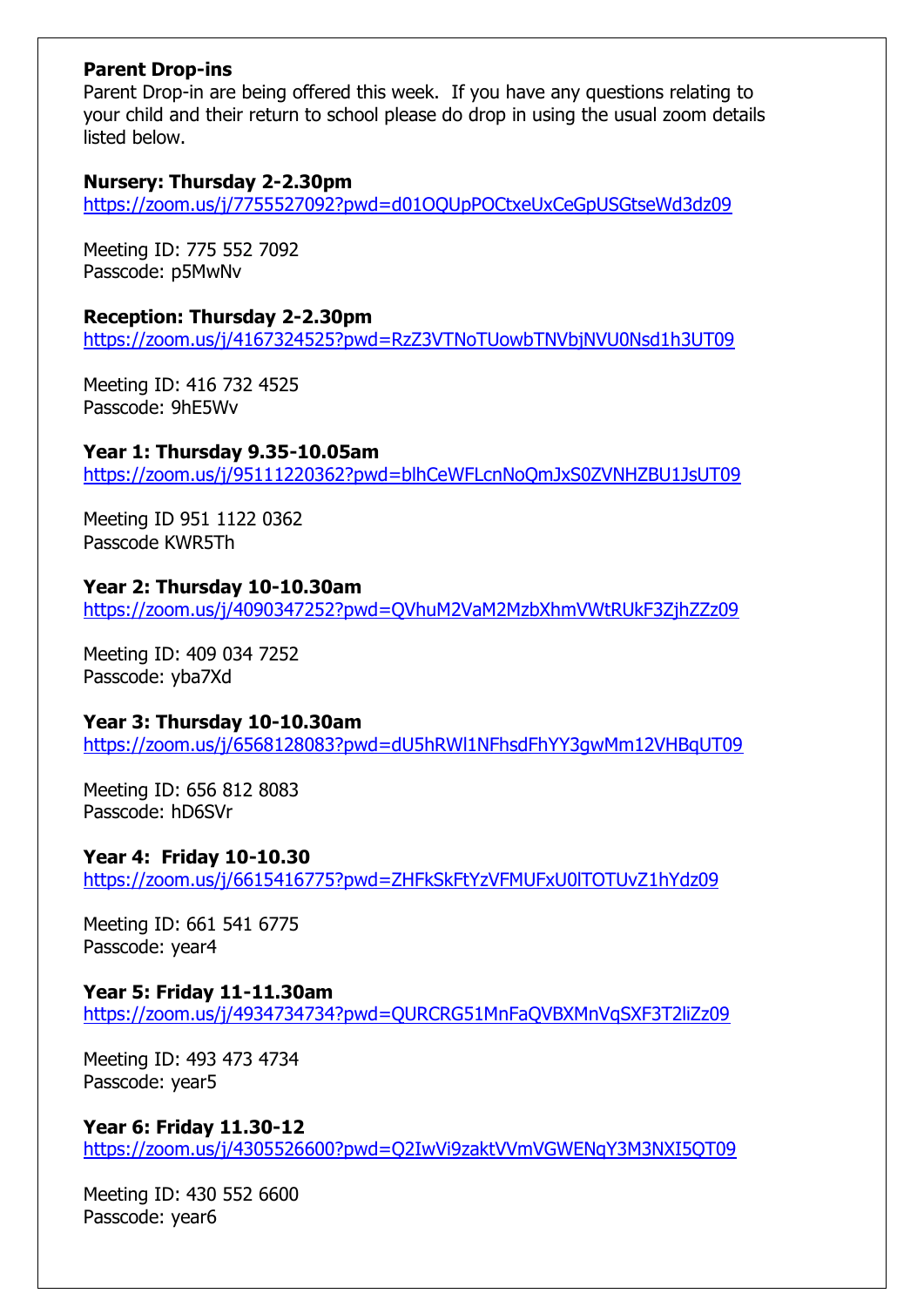**Parent Drop-ins**

Parent Drop-in are being offered this week. If you have any questions relating to your child and their return to school please do drop in using the usual zoom details listed below.

**Nursery: Thursday 2-2.30pm**

https://zoom.us/j/7755527092?pwd=d01OQUpPOCtxeUxCeGpUSGtseWd3dz09

Meeting ID: 775 552 7092
Passcode: p5MwNv

**Reception: Thursday 2-2.30pm**

https://zoom.us/j/4167324525?pwd=RzZ3VTNoTUowbTNVbjNVU0Nsd1h3UT09

Meeting ID: 416 732 4525
Passcode: 9hE5Wv

**Year 1: Thursday 9.35-10.05am**

https://zoom.us/j/95111220362?pwd=blhCeWFLcnNoQmJxS0ZVNHZBU1JsUT09

Meeting ID 951 1122 0362
Passcode KWR5Th

**Year 2: Thursday 10-10.30am**

https://zoom.us/j/4090347252?pwd=QVhuM2VaM2MzbXhmVWtRUkF3ZjhZZz09

Meeting ID: 409 034 7252
Passcode: yba7Xd

**Year 3: Thursday 10-10.30am**

https://zoom.us/j/6568128083?pwd=dU5hRWl1NFhsdFhYY3gwMm12VHBqUT09

Meeting ID: 656 812 8083
Passcode: hD6SVr

**Year 4: Friday 10-10.30**

https://zoom.us/j/6615416775?pwd=ZHFkSkFtYzVFMUFxU0lTOTUvZ1hYdz09

Meeting ID: 661 541 6775
Passcode: year4

**Year 5: Friday 11-11.30am**

https://zoom.us/j/4934734734?pwd=QURCRG51MnFaQVBXMnVqSXF3T2liZz09

Meeting ID: 493 473 4734
Passcode: year5

**Year 6: Friday 11.30-12**

https://zoom.us/j/4305526600?pwd=Q2IwVi9zaktVVmVGWENqY3M3NXI5QT09

Meeting ID: 430 552 6600
Passcode: year6